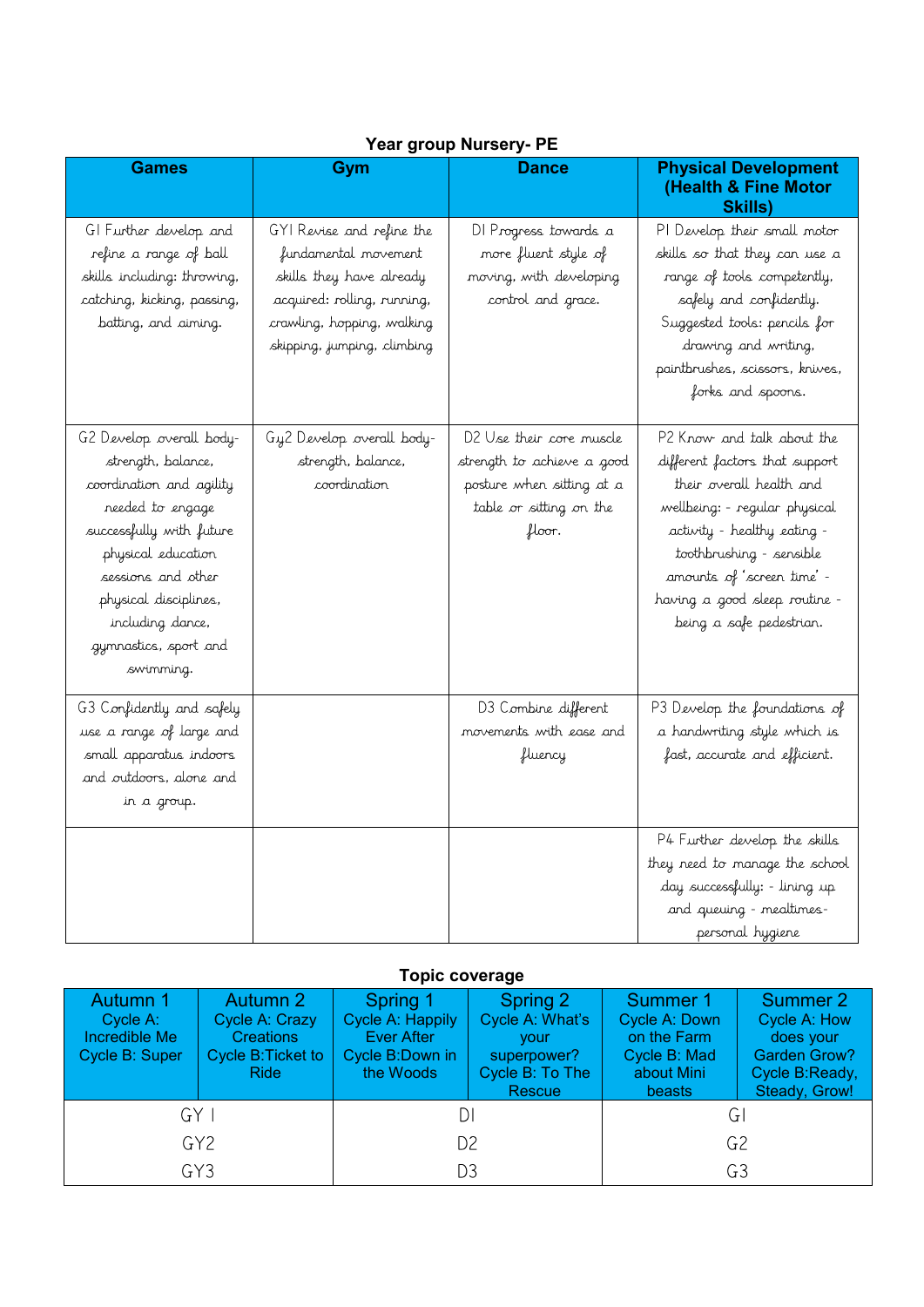## Year group Nursery- PE

| Games | Gym | Dance | Physical Development (Health & Fine Motor Skills) |
|---|---|---|---|
| G1 Further develop and refine a range of ball skills including: throwing, catching, kicking, passing, batting, and aiming. | GY1 Revise and refine the fundamental movement skills they have already acquired: rolling, running, crawling, hopping, walking skipping, jumping, climbing | D1 Progress towards a more fluent style of moving, with developing control and grace. | P1 Develop their small motor skills so that they can use a range of tools competently, safely and confidently. Suggested tools: pencils for drawing and writing, paintbrushes, scissors, knives, forks and spoons. |
| G2 Develop overall body-strength, balance, coordination and agility needed to engage successfully with future physical education sessions and other physical disciplines, including dance, gymnastics, sport and swimming. | Gy2 Develop overall body-strength, balance, coordination | D2 Use their core muscle strength to achieve a good posture when sitting at a table or sitting on the floor. | P2 Know and talk about the different factors that support their overall health and wellbeing: - regular physical activity - healthy eating - toothbrushing - sensible amounts of 'screen time' - having a good sleep routine - being a safe pedestrian. |
| G3 Confidently and safely use a range of large and small apparatus indoors and outdoors, alone and in a group. | | D3 Combine different movements with ease and fluency | P3 Develop the foundations of a handwriting style which is fast, accurate and efficient. |
| | | | P4 Further develop the skills they need to manage the school day successfully: - lining up and queuing - mealtimes- personal hygiene |

## Topic coverage

| Autumn 1<br>Cycle A: Incredible Me<br>Cycle B: Super | Autumn 2<br>Cycle A: Crazy Creations<br>Cycle B:Ticket to Ride | Spring 1<br>Cycle A: Happily Ever After<br>Cycle B:Down in the Woods | Spring 2<br>Cycle A: What's your superpower?<br>Cycle B: To The Rescue | Summer 1<br>Cycle A: Down on the Farm<br>Cycle B: Mad about Mini beasts | Summer 2<br>Cycle A: How does your Garden Grow?<br>Cycle B:Ready, Steady, Grow! |
|---|---|---|---|---|---|
| GY 1 | | D1 | | G1 | |
| GY2 | | D2 | | G2 | |
| GY3 | | D3 | | G3 | |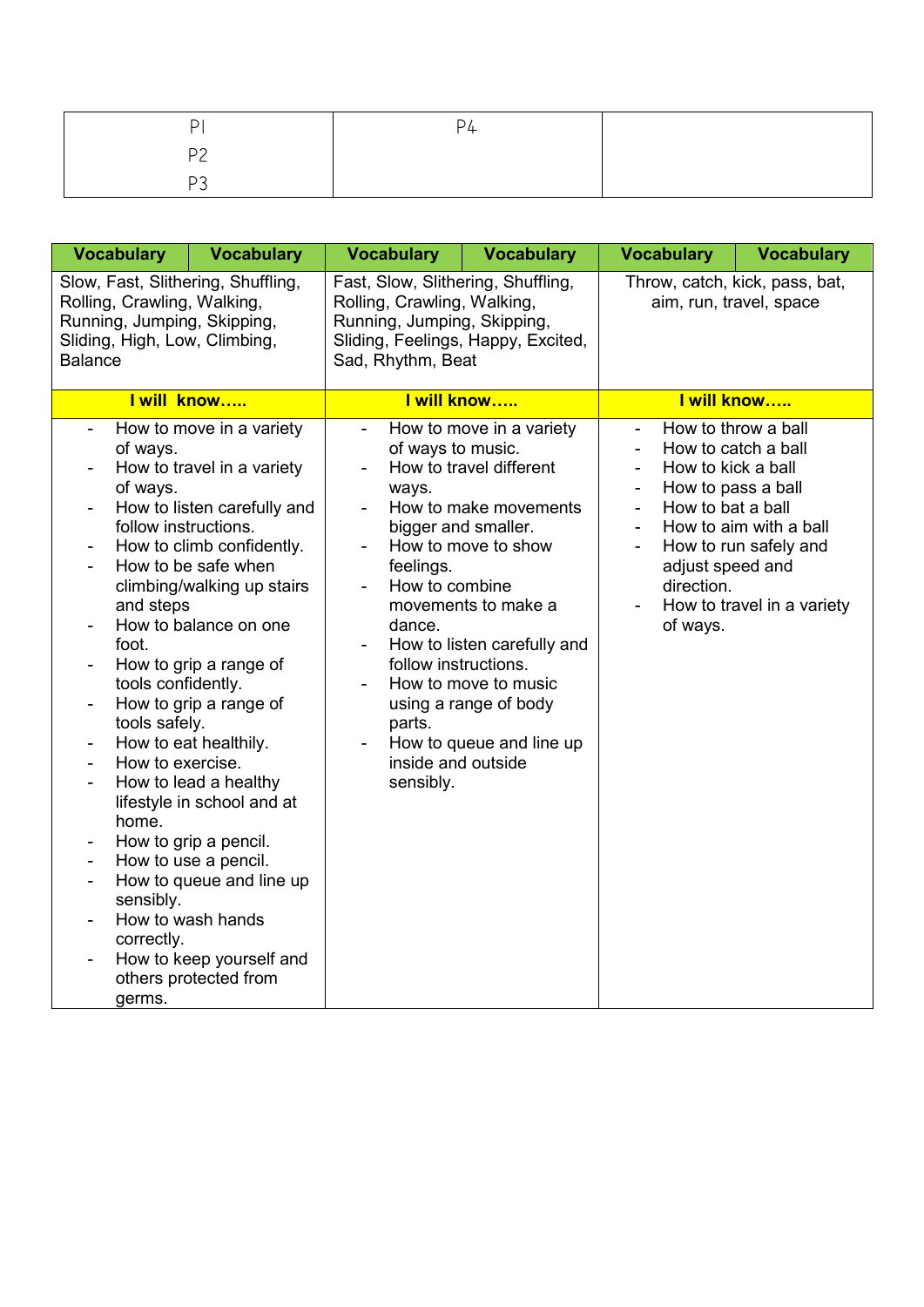| | | |
|---|---|---|
| P1<br>P2<br>P3 | P4 | |

| Vocabulary | Vocabulary | Vocabulary | Vocabulary | Vocabulary | Vocabulary |
|---|---|---|---|---|---|
| Slow, Fast, Slithering, Shuffling, Rolling, Crawling, Walking, Running, Jumping, Skipping, Sliding, High, Low, Climbing, Balance | | Fast, Slow, Slithering, Shuffling, Rolling, Crawling, Walking, Running, Jumping, Skipping, Sliding, Feelings, Happy, Excited, Sad, Rhythm, Beat | | Throw, catch, kick, pass, bat, aim, run, travel, space | |
| **I will know…..** | | **I will know…..** | | **I will know…..** | |
| - How to move in a variety of ways.<br>- How to travel in a variety of ways.<br>- How to listen carefully and follow instructions.<br>- How to climb confidently.<br>- How to be safe when climbing/walking up stairs and steps<br>- How to balance on one foot.<br>- How to grip a range of tools confidently.<br>- How to grip a range of tools safely.<br>- How to eat healthily.<br>- How to exercise.<br>- How to lead a healthy lifestyle in school and at home.<br>- How to grip a pencil.<br>- How to use a pencil.<br>- How to queue and line up sensibly.<br>- How to wash hands correctly.<br>- How to keep yourself and others protected from germs. | | - How to move in a variety of ways to music.<br>- How to travel different ways.<br>- How to make movements bigger and smaller.<br>- How to move to show feelings.<br>- How to combine movements to make a dance.<br>- How to listen carefully and follow instructions.<br>- How to move to music using a range of body parts.<br>- How to queue and line up inside and outside sensibly. | | - How to throw a ball<br>- How to catch a ball<br>- How to kick a ball<br>- How to pass a ball<br>- How to bat a ball<br>- How to aim with a ball<br>- How to run safely and adjust speed and direction.<br>- How to travel in a variety of ways. | |